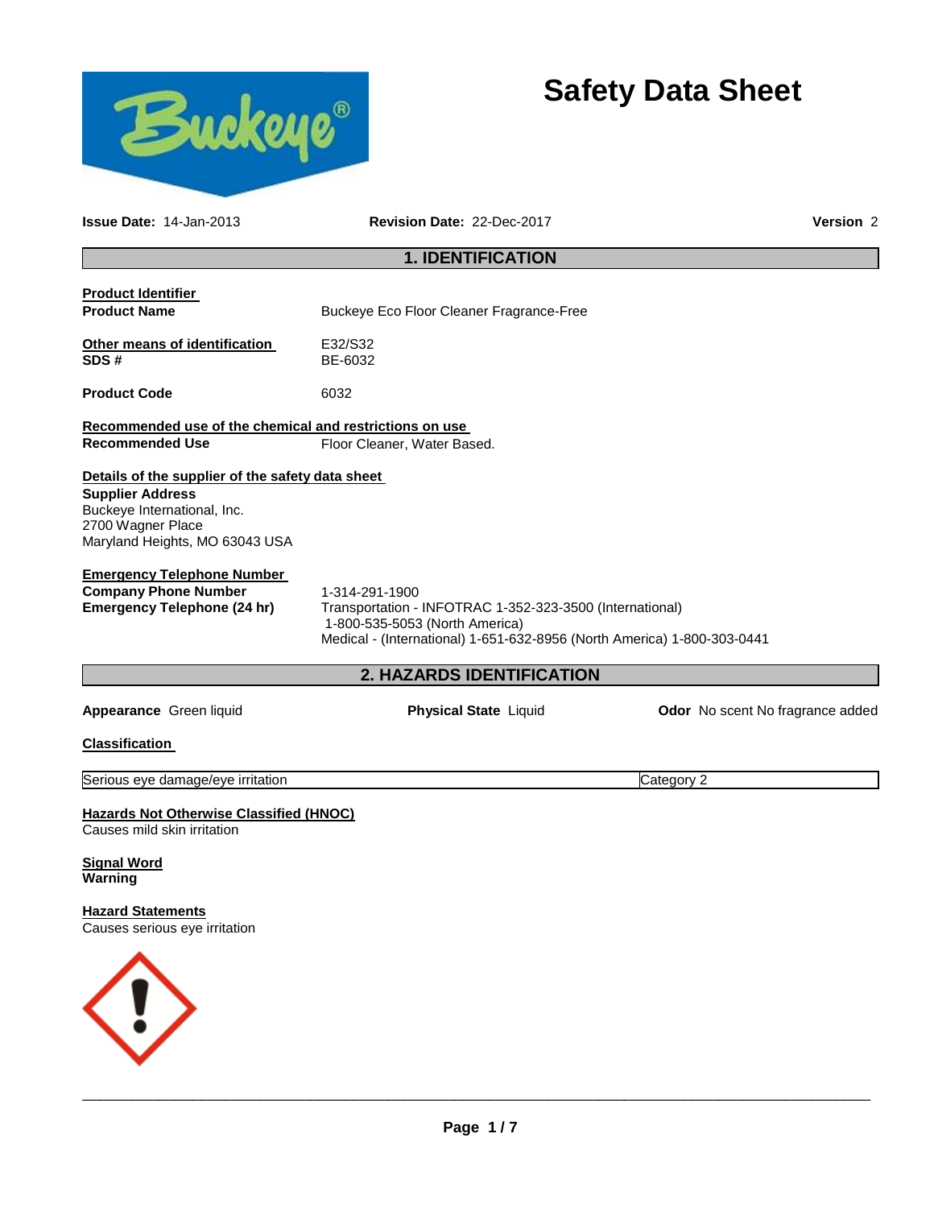# Safety Data Sheet

**Issue Date:** 14-Jan-2013 **Revision Date:** 22-Dec-2017 **Version** 2

## 1. IDENTIFICATION

**Product Identifier**

**Product Name** Buckeye Eco Floor Cleaner Fragrance-Free

**Other means of identification** E32/S32

**SDS #** BE-6032

**Product Code** 6032

**Recommended use of the chemical and restrictions on use**

**Recommended Use** Floor Cleaner, Water Based.

**Details of the supplier of the safety data sheet**

**Supplier Address**
Buckeye International, Inc.
2700 Wagner Place
Maryland Heights, MO 63043 USA

**Emergency Telephone Number**

**Company Phone Number** 1-314-291-1900

**Emergency Telephone (24 hr)** Transportation - INFOTRAC 1-352-323-3500 (International)
1-800-535-5053 (North America)
Medical - (International) 1-651-632-8956 (North America) 1-800-303-0441

## 2. HAZARDS IDENTIFICATION

**Appearance** Green liquid **Physical State** Liquid **Odor** No scent No fragrance added

**Classification**

| Serious eye damage/eye irritation | Category 2 |
|---|---|

**Hazards Not Otherwise Classified (HNOC)**
Causes mild skin irritation

**Signal Word**
**Warning**

**Hazard Statements**
Causes serious eye irritation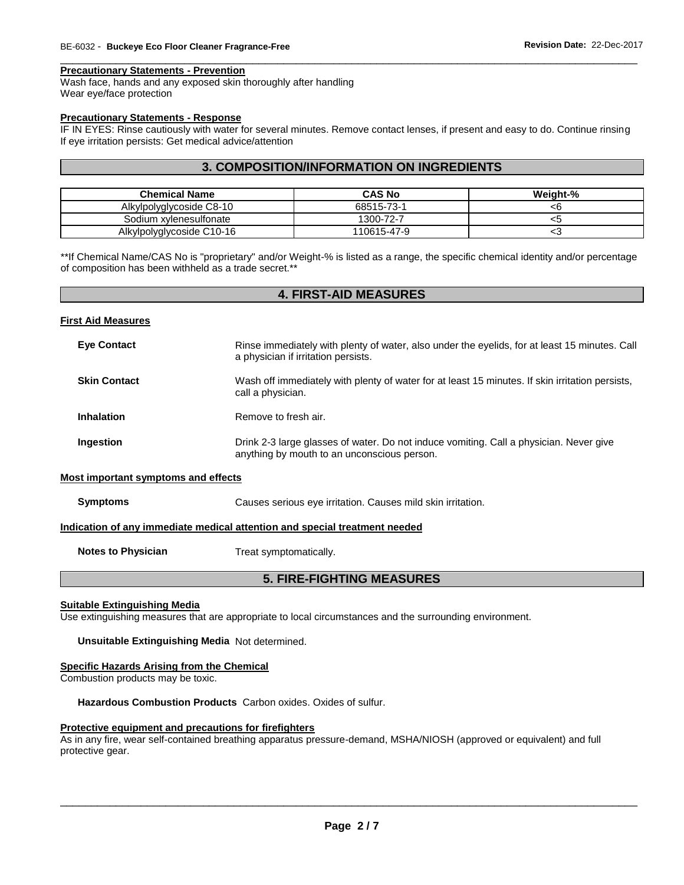#### Precautionary Statements - Prevention

Wash face, hands and any exposed skin thoroughly after handling
Wear eye/face protection

#### Precautionary Statements - Response

IF IN EYES: Rinse cautiously with water for several minutes. Remove contact lenses, if present and easy to do. Continue rinsing
If eye irritation persists: Get medical advice/attention

## 3. COMPOSITION/INFORMATION ON INGREDIENTS

| Chemical Name | CAS No | Weight-% |
|---|---|---|
| Alkylpolyglycoside C8-10 | 68515-73-1 | <6 |
| Sodium xylenesulfonate | 1300-72-7 | <5 |
| Alkylpolyglycoside C10-16 | 110615-47-9 | <3 |

**If Chemical Name/CAS No is "proprietary" and/or Weight-% is listed as a range, the specific chemical identity and/or percentage of composition has been withheld as a trade secret.**

## 4. FIRST-AID MEASURES

#### First Aid Measures

**Eye Contact** Rinse immediately with plenty of water, also under the eyelids, for at least 15 minutes. Call a physician if irritation persists.

**Skin Contact** Wash off immediately with plenty of water for at least 15 minutes. If skin irritation persists, call a physician.

**Inhalation** Remove to fresh air.

**Ingestion** Drink 2-3 large glasses of water. Do not induce vomiting. Call a physician. Never give anything by mouth to an unconscious person.

#### Most important symptoms and effects

**Symptoms** Causes serious eye irritation. Causes mild skin irritation.

#### Indication of any immediate medical attention and special treatment needed

**Notes to Physician** Treat symptomatically.

## 5. FIRE-FIGHTING MEASURES

#### Suitable Extinguishing Media

Use extinguishing measures that are appropriate to local circumstances and the surrounding environment.

**Unsuitable Extinguishing Media** Not determined.

#### Specific Hazards Arising from the Chemical

Combustion products may be toxic.

**Hazardous Combustion Products** Carbon oxides. Oxides of sulfur.

#### Protective equipment and precautions for firefighters

As in any fire, wear self-contained breathing apparatus pressure-demand, MSHA/NIOSH (approved or equivalent) and full protective gear.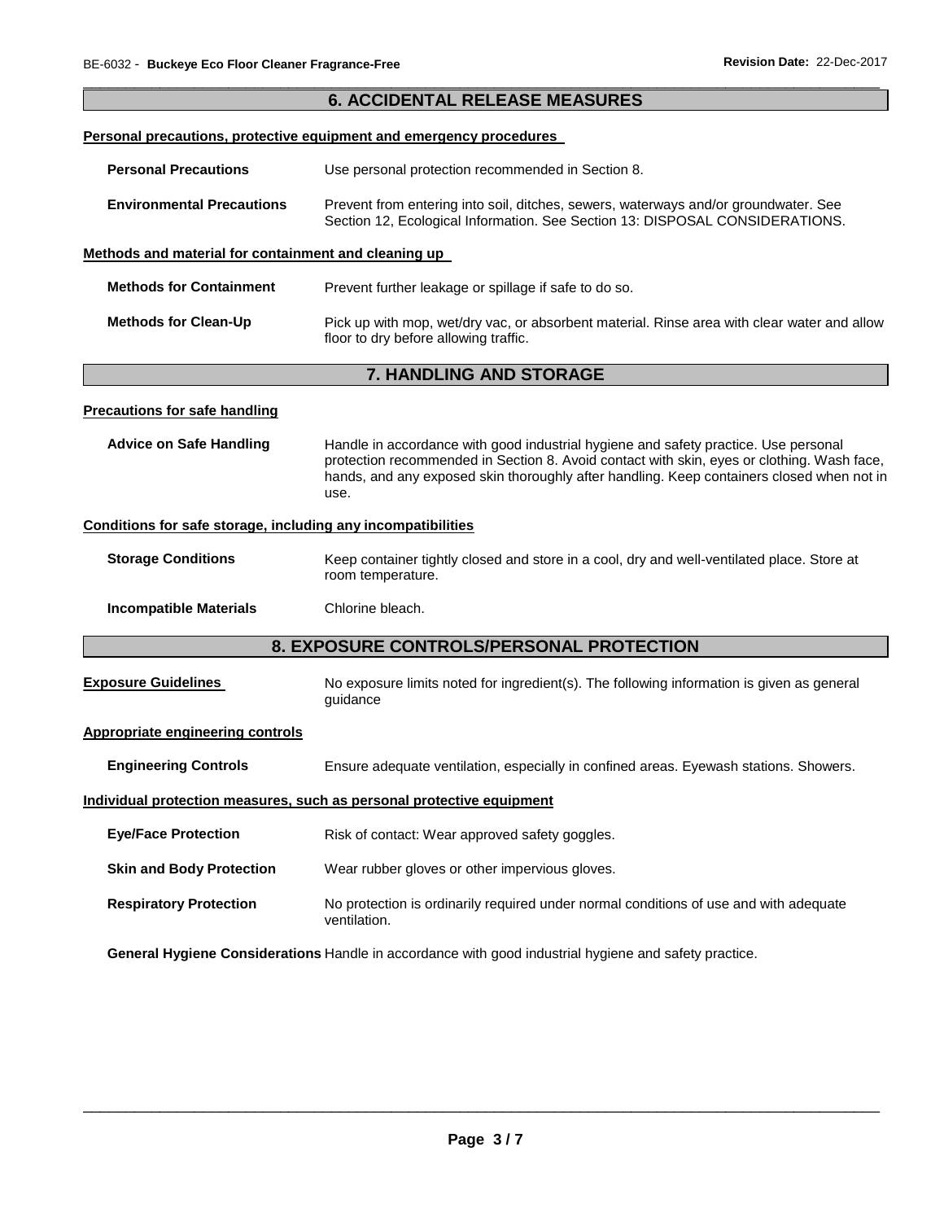## 6. ACCIDENTAL RELEASE MEASURES

### Personal precautions, protective equipment and emergency procedures

**Personal Precautions** Use personal protection recommended in Section 8.

**Environmental Precautions** Prevent from entering into soil, ditches, sewers, waterways and/or groundwater. See Section 12, Ecological Information. See Section 13: DISPOSAL CONSIDERATIONS.

### Methods and material for containment and cleaning up

**Methods for Containment** Prevent further leakage or spillage if safe to do so.

**Methods for Clean-Up** Pick up with mop, wet/dry vac, or absorbent material. Rinse area with clear water and allow floor to dry before allowing traffic.

## 7. HANDLING AND STORAGE

### Precautions for safe handling

**Advice on Safe Handling** Handle in accordance with good industrial hygiene and safety practice. Use personal protection recommended in Section 8. Avoid contact with skin, eyes or clothing. Wash face, hands, and any exposed skin thoroughly after handling. Keep containers closed when not in use.

### Conditions for safe storage, including any incompatibilities

**Storage Conditions** Keep container tightly closed and store in a cool, dry and well-ventilated place. Store at room temperature.

**Incompatible Materials** Chlorine bleach.

## 8. EXPOSURE CONTROLS/PERSONAL PROTECTION

**Exposure Guidelines** No exposure limits noted for ingredient(s). The following information is given as general guidance

### Appropriate engineering controls

**Engineering Controls** Ensure adequate ventilation, especially in confined areas. Eyewash stations. Showers.

### Individual protection measures, such as personal protective equipment

**Eye/Face Protection** Risk of contact: Wear approved safety goggles.

**Skin and Body Protection** Wear rubber gloves or other impervious gloves.

**Respiratory Protection** No protection is ordinarily required under normal conditions of use and with adequate ventilation.

**General Hygiene Considerations** Handle in accordance with good industrial hygiene and safety practice.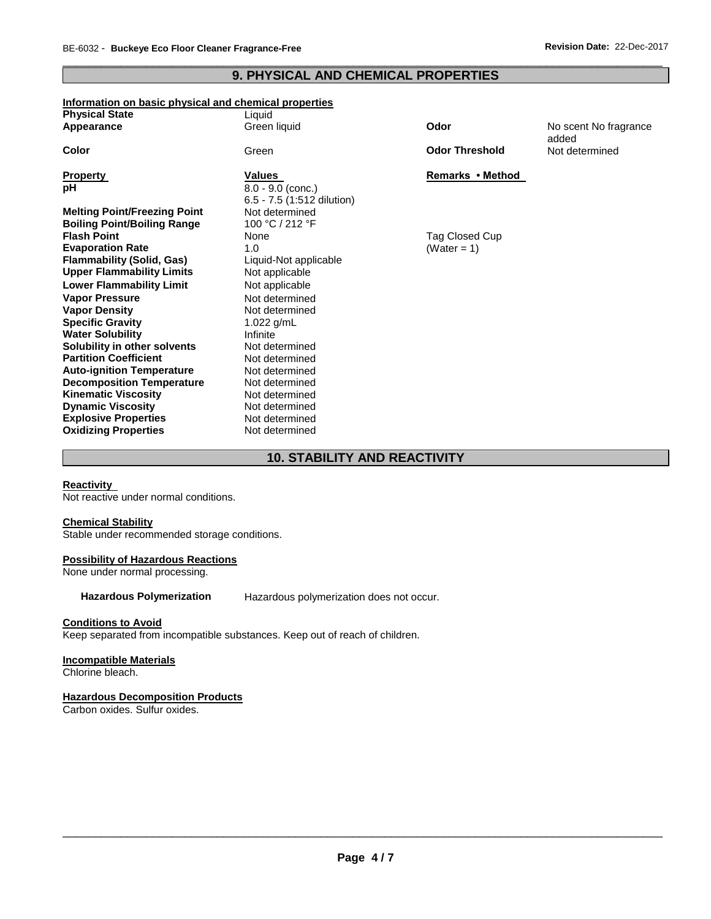## 9. PHYSICAL AND CHEMICAL PROPERTIES

**Information on basic physical and chemical properties**

| | | | |
|---|---|---|---|
| **Physical State** | Liquid | | |
| **Appearance** | Green liquid | **Odor** | No scent No fragrance added |
| **Color** | Green | **Odor Threshold** | Not determined |

| **Property** | **Values** | **Remarks • Method** |
|---|---|---|
| **pH** | 8.0 - 9.0 (conc.)<br>6.5 - 7.5 (1:512 dilution) | |
| **Melting Point/Freezing Point** | Not determined | |
| **Boiling Point/Boiling Range** | 100 °C / 212 °F | |
| **Flash Point** | None | Tag Closed Cup |
| **Evaporation Rate** | 1.0 | (Water = 1) |
| **Flammability (Solid, Gas)** | Liquid-Not applicable | |
| **Upper Flammability Limits** | Not applicable | |
| **Lower Flammability Limit** | Not applicable | |
| **Vapor Pressure** | Not determined | |
| **Vapor Density** | Not determined | |
| **Specific Gravity** | 1.022 g/mL | |
| **Water Solubility** | Infinite | |
| **Solubility in other solvents** | Not determined | |
| **Partition Coefficient** | Not determined | |
| **Auto-ignition Temperature** | Not determined | |
| **Decomposition Temperature** | Not determined | |
| **Kinematic Viscosity** | Not determined | |
| **Dynamic Viscosity** | Not determined | |
| **Explosive Properties** | Not determined | |
| **Oxidizing Properties** | Not determined | |

## 10. STABILITY AND REACTIVITY

**Reactivity**

Not reactive under normal conditions.

**Chemical Stability**

Stable under recommended storage conditions.

**Possibility of Hazardous Reactions**

None under normal processing.

**Hazardous Polymerization** Hazardous polymerization does not occur.

**Conditions to Avoid**

Keep separated from incompatible substances. Keep out of reach of children.

**Incompatible Materials**

Chlorine bleach.

**Hazardous Decomposition Products**

Carbon oxides. Sulfur oxides.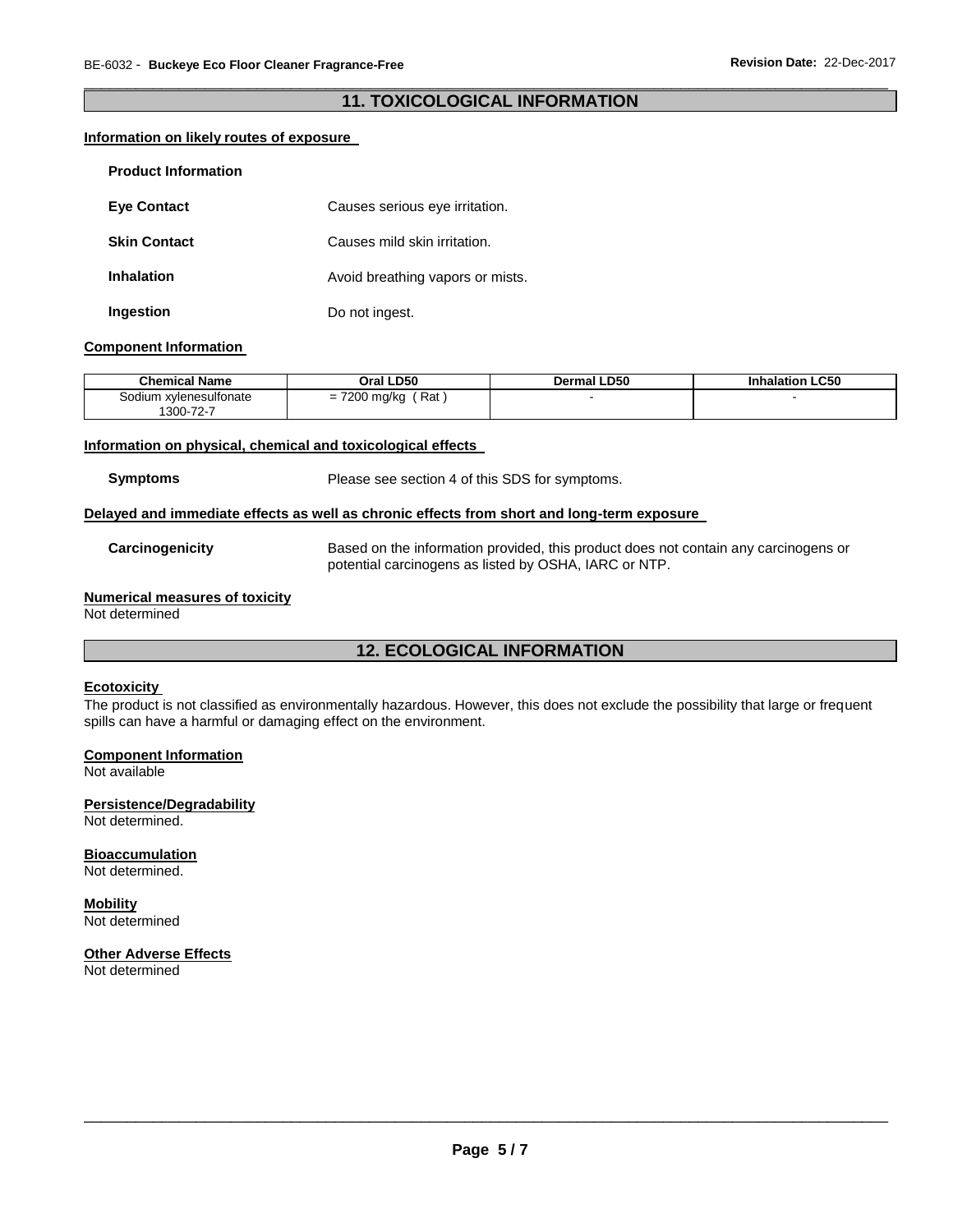## 11. TOXICOLOGICAL INFORMATION

### Information on likely routes of exposure

**Product Information**

**Eye Contact** Causes serious eye irritation.

**Skin Contact** Causes mild skin irritation.

**Inhalation** Avoid breathing vapors or mists.

**Ingestion** Do not ingest.

### Component Information

| Chemical Name | Oral LD50 | Dermal LD50 | Inhalation LC50 |
|---|---|---|---|
| Sodium xylenesulfonate 1300-72-7 | = 7200 mg/kg ( Rat ) | - | - |

### Information on physical, chemical and toxicological effects

**Symptoms** Please see section 4 of this SDS for symptoms.

### Delayed and immediate effects as well as chronic effects from short and long-term exposure

**Carcinogenicity** Based on the information provided, this product does not contain any carcinogens or potential carcinogens as listed by OSHA, IARC or NTP.

### Numerical measures of toxicity

Not determined

## 12. ECOLOGICAL INFORMATION

### Ecotoxicity

The product is not classified as environmentally hazardous. However, this does not exclude the possibility that large or frequent spills can have a harmful or damaging effect on the environment.

### Component Information

Not available

### Persistence/Degradability

Not determined.

### Bioaccumulation

Not determined.

### Mobility

Not determined

### Other Adverse Effects

Not determined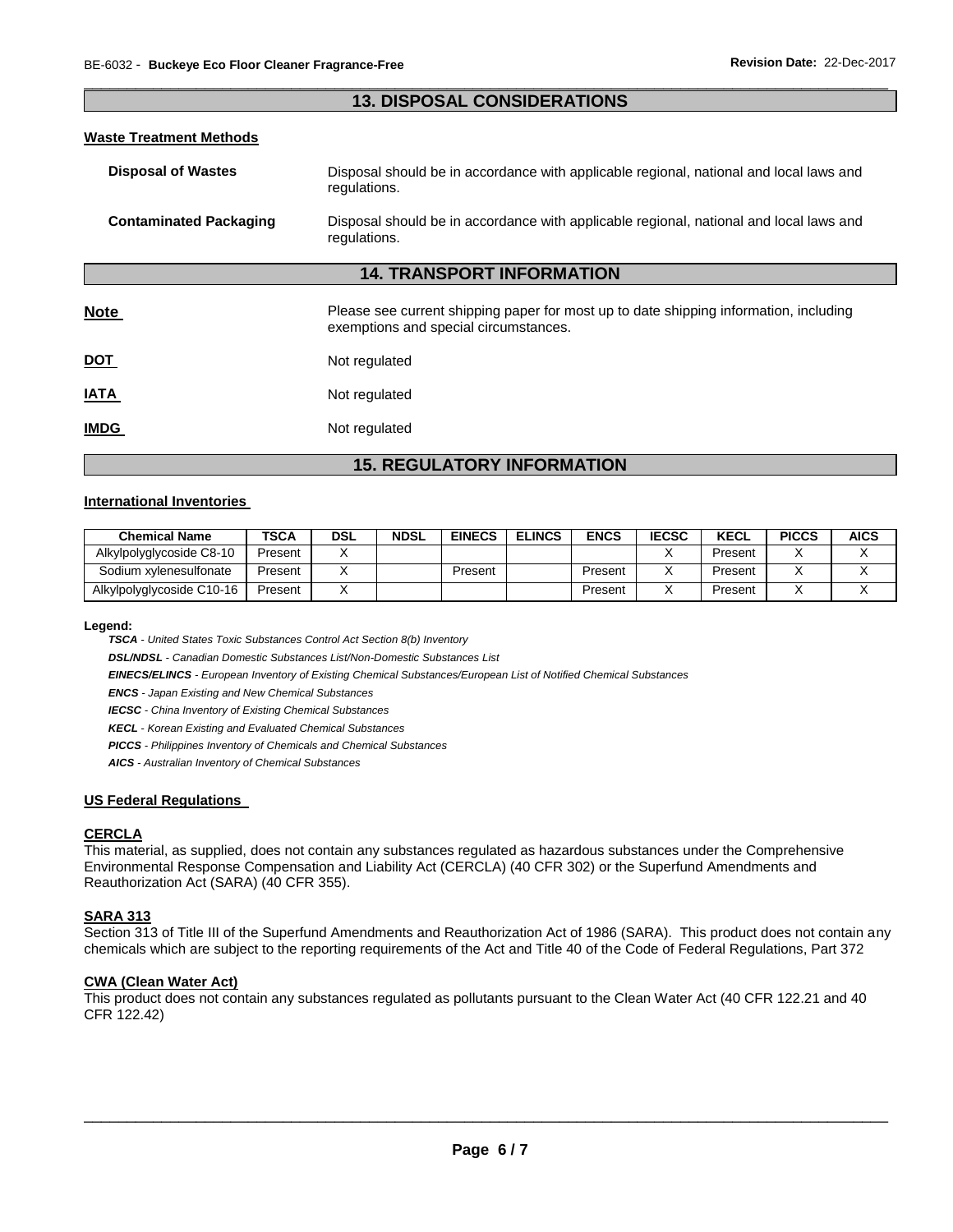## 13. DISPOSAL CONSIDERATIONS

### Waste Treatment Methods

**Disposal of Wastes**
Disposal should be in accordance with applicable regional, national and local laws and regulations.

**Contaminated Packaging**
Disposal should be in accordance with applicable regional, national and local laws and regulations.

## 14. TRANSPORT INFORMATION

**Note**
Please see current shipping paper for most up to date shipping information, including exemptions and special circumstances.

**DOT**
Not regulated

**IATA**
Not regulated

**IMDG**
Not regulated

## 15. REGULATORY INFORMATION

### International Inventories

| Chemical Name | TSCA | DSL | NDSL | EINECS | ELINCS | ENCS | IECSC | KECL | PICCS | AICS |
|---|---|---|---|---|---|---|---|---|---|---|
| Alkylpolyglycoside C8-10 | Present | X | | | | | X | Present | X | X |
| Sodium xylenesulfonate | Present | X | | Present | | Present | X | Present | X | X |
| Alkylpolyglycoside C10-16 | Present | X | | | | Present | X | Present | X | X |

**Legend:**

***TSCA*** *- United States Toxic Substances Control Act Section 8(b) Inventory*

***DSL/NDSL*** *- Canadian Domestic Substances List/Non-Domestic Substances List*

***EINECS/ELINCS*** *- European Inventory of Existing Chemical Substances/European List of Notified Chemical Substances*

***ENCS*** *- Japan Existing and New Chemical Substances*

***IECSC*** *- China Inventory of Existing Chemical Substances*

***KECL*** *- Korean Existing and Evaluated Chemical Substances*

***PICCS*** *- Philippines Inventory of Chemicals and Chemical Substances*

***AICS*** *- Australian Inventory of Chemical Substances*

### US Federal Regulations

#### CERCLA

This material, as supplied, does not contain any substances regulated as hazardous substances under the Comprehensive Environmental Response Compensation and Liability Act (CERCLA) (40 CFR 302) or the Superfund Amendments and Reauthorization Act (SARA) (40 CFR 355).

#### SARA 313

Section 313 of Title III of the Superfund Amendments and Reauthorization Act of 1986 (SARA). This product does not contain any chemicals which are subject to the reporting requirements of the Act and Title 40 of the Code of Federal Regulations, Part 372

#### CWA (Clean Water Act)

This product does not contain any substances regulated as pollutants pursuant to the Clean Water Act (40 CFR 122.21 and 40 CFR 122.42)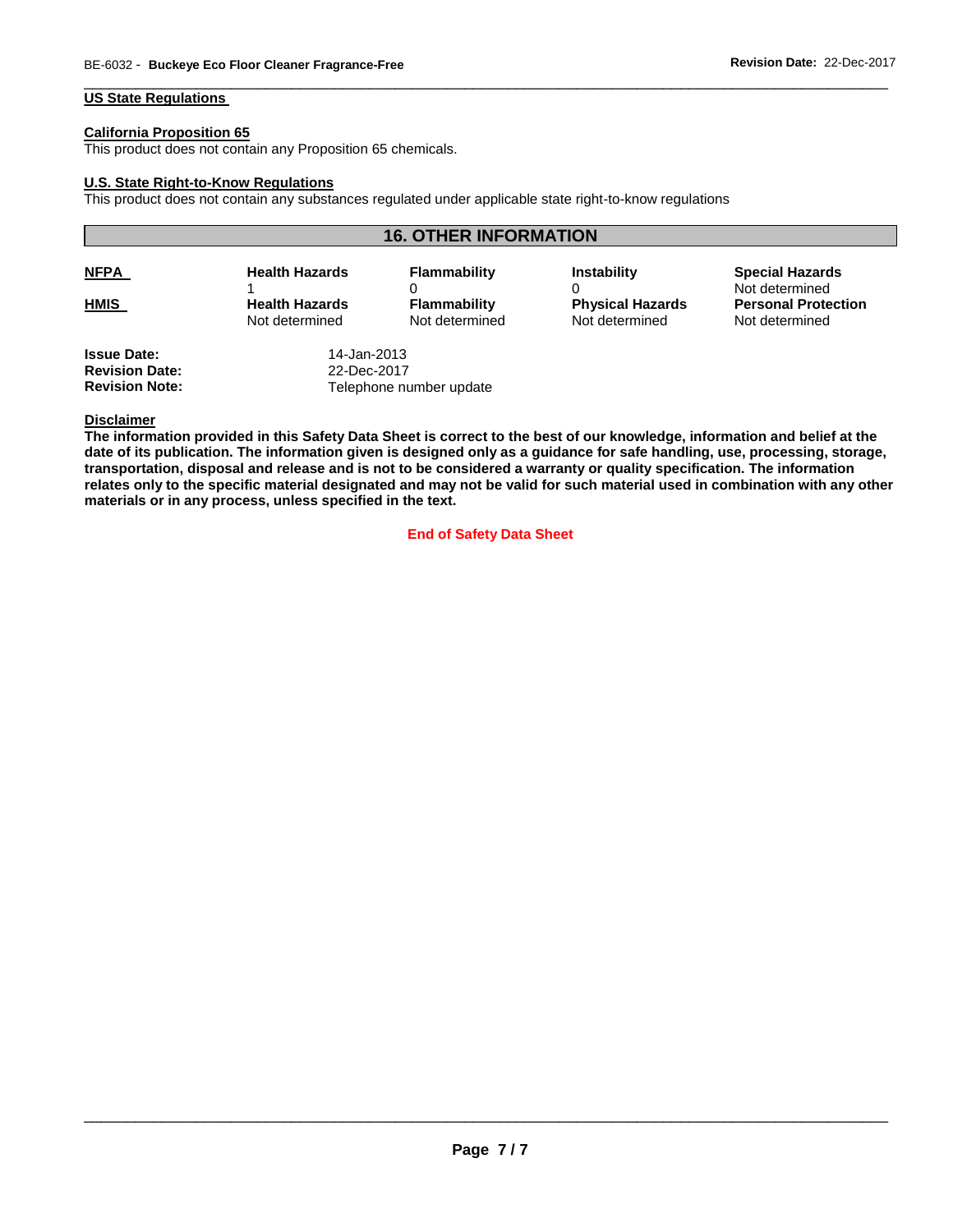### US State Regulations

#### California Proposition 65

This product does not contain any Proposition 65 chemicals.

#### U.S. State Right-to-Know Regulations

This product does not contain any substances regulated under applicable state right-to-know regulations

## 16. OTHER INFORMATION

| | | | | |
|---|---|---|---|---|
| **NFPA** | **Health Hazards**<br>1 | **Flammability**<br>0 | **Instability**<br>0 | **Special Hazards**<br>Not determined |
| **HMIS** | **Health Hazards**<br>Not determined | **Flammability**<br>Not determined | **Physical Hazards**<br>Not determined | **Personal Protection**<br>Not determined |

**Issue Date:** 14-Jan-2013
**Revision Date:** 22-Dec-2017
**Revision Note:** Telephone number update

#### Disclaimer

**The information provided in this Safety Data Sheet is correct to the best of our knowledge, information and belief at the date of its publication. The information given is designed only as a guidance for safe handling, use, processing, storage, transportation, disposal and release and is not to be considered a warranty or quality specification. The information relates only to the specific material designated and may not be valid for such material used in combination with any other materials or in any process, unless specified in the text.**

**End of Safety Data Sheet**